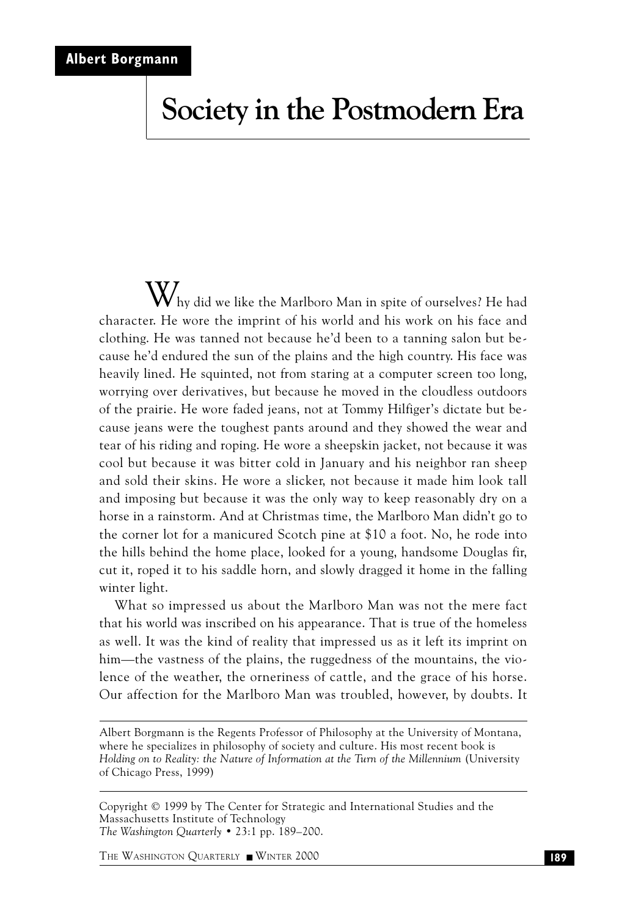**Albert Borgmann**

# Society in the Postmodern Era

Why did we like the Marlboro Man in spite of ourselves? He had character. He wore the imprint of his world and his work on his face and clothing. He was tanned not because he'd been to a tanning salon but because he'd endured the sun of the plains and the high country. His face was heavily lined. He squinted, not from staring at a computer screen too long, worrying over derivatives, but because he moved in the cloudless outdoors of the prairie. He wore faded jeans, not at Tommy Hilfiger's dictate but because jeans were the toughest pants around and they showed the wear and tear of his riding and roping. He wore a sheepskin jacket, not because it was cool but because it was bitter cold in January and his neighbor ran sheep and sold their skins. He wore a slicker, not because it made him look tall and imposing but because it was the only way to keep reasonably dry on a horse in a rainstorm. And at Christmas time, the Marlboro Man didn't go to the corner lot for a manicured Scotch pine at $10 a foot. No, he rode into the hills behind the home place, looked for a young, handsome Douglas fir, cut it, roped it to his saddle horn, and slowly dragged it home in the falling winter light.

What so impressed us about the Marlboro Man was not the mere fact that his world was inscribed on his appearance. That is true of the homeless as well. It was the kind of reality that impressed us as it left its imprint on him—the vastness of the plains, the ruggedness of the mountains, the violence of the weather, the orneriness of cattle, and the grace of his horse. Our affection for the Marlboro Man was troubled, however, by doubts. It

---

Albert Borgmann is the Regents Professor of Philosophy at the University of Montana, where he specializes in philosophy of society and culture. His most recent book is *Holding on to Reality: the Nature of Information at the Turn of the Millennium* (University of Chicago Press, 1999)

Copyright © 1999 by The Center for Strategic and International Studies and the Massachusetts Institute of Technology
*The Washington Quarterly* • 23:1 pp. 189–200.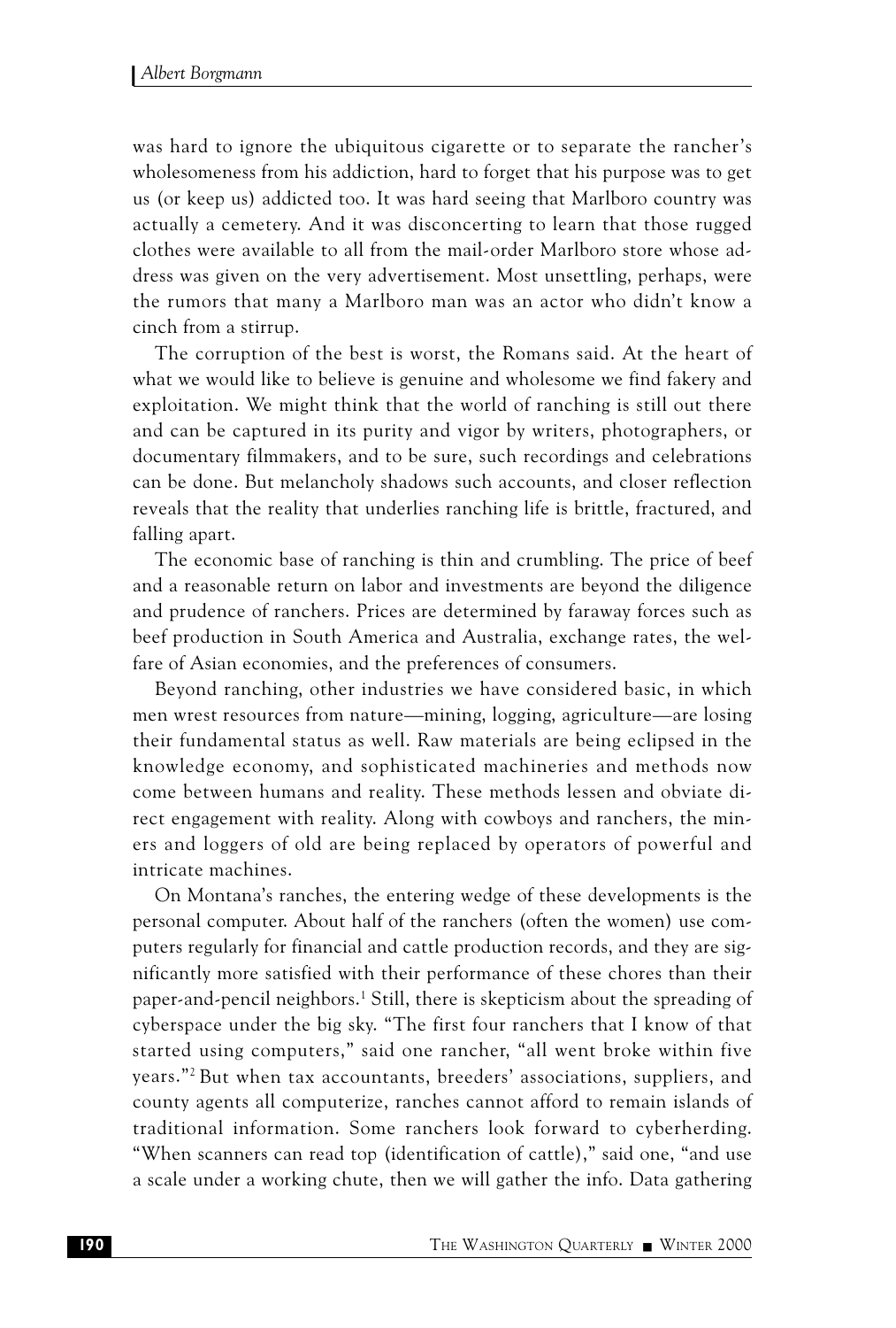was hard to ignore the ubiquitous cigarette or to separate the rancher's wholesomeness from his addiction, hard to forget that his purpose was to get us (or keep us) addicted too. It was hard seeing that Marlboro country was actually a cemetery. And it was disconcerting to learn that those rugged clothes were available to all from the mail-order Marlboro store whose address was given on the very advertisement. Most unsettling, perhaps, were the rumors that many a Marlboro man was an actor who didn't know a cinch from a stirrup.

The corruption of the best is worst, the Romans said. At the heart of what we would like to believe is genuine and wholesome we find fakery and exploitation. We might think that the world of ranching is still out there and can be captured in its purity and vigor by writers, photographers, or documentary filmmakers, and to be sure, such recordings and celebrations can be done. But melancholy shadows such accounts, and closer reflection reveals that the reality that underlies ranching life is brittle, fractured, and falling apart.

The economic base of ranching is thin and crumbling. The price of beef and a reasonable return on labor and investments are beyond the diligence and prudence of ranchers. Prices are determined by faraway forces such as beef production in South America and Australia, exchange rates, the welfare of Asian economies, and the preferences of consumers.

Beyond ranching, other industries we have considered basic, in which men wrest resources from nature—mining, logging, agriculture—are losing their fundamental status as well. Raw materials are being eclipsed in the knowledge economy, and sophisticated machineries and methods now come between humans and reality. These methods lessen and obviate direct engagement with reality. Along with cowboys and ranchers, the miners and loggers of old are being replaced by operators of powerful and intricate machines.

On Montana's ranches, the entering wedge of these developments is the personal computer. About half of the ranchers (often the women) use computers regularly for financial and cattle production records, and they are significantly more satisfied with their performance of these chores than their paper-and-pencil neighbors.[1] Still, there is skepticism about the spreading of cyberspace under the big sky. "The first four ranchers that I know of that started using computers," said one rancher, "all went broke within five years."[2] But when tax accountants, breeders' associations, suppliers, and county agents all computerize, ranches cannot afford to remain islands of traditional information. Some ranchers look forward to cyberherding. "When scanners can read top (identification of cattle)," said one, "and use a scale under a working chute, then we will gather the info. Data gathering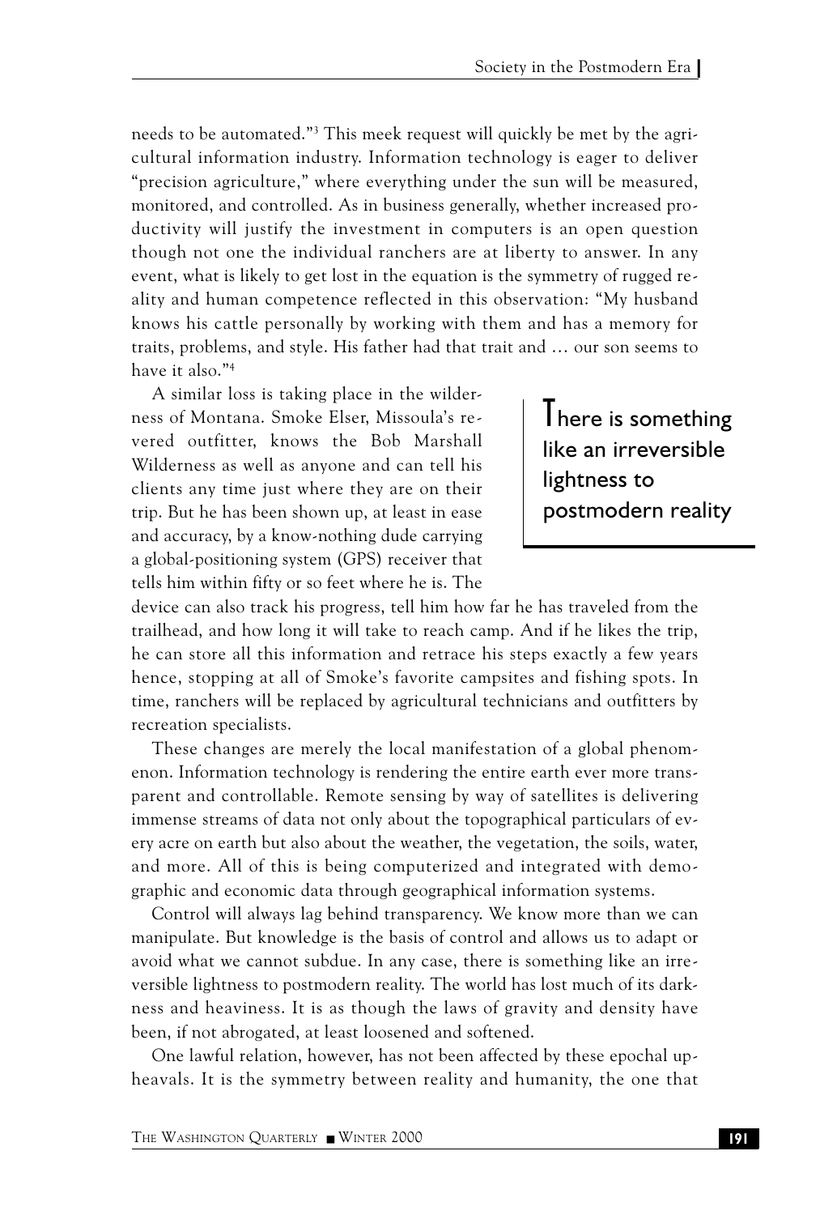needs to be automated."[3] This meek request will quickly be met by the agricultural information industry. Information technology is eager to deliver "precision agriculture," where everything under the sun will be measured, monitored, and controlled. As in business generally, whether increased productivity will justify the investment in computers is an open question though not one the individual ranchers are at liberty to answer. In any event, what is likely to get lost in the equation is the symmetry of rugged reality and human competence reflected in this observation: "My husband knows his cattle personally by working with them and has a memory for traits, problems, and style. His father had that trait and … our son seems to have it also."[4]

A similar loss is taking place in the wilderness of Montana. Smoke Elser, Missoula's revered outfitter, knows the Bob Marshall Wilderness as well as anyone and can tell his clients any time just where they are on their trip. But he has been shown up, at least in ease and accuracy, by a know-nothing dude carrying a global-positioning system (GPS) receiver that tells him within fifty or so feet where he is. The device can also track his progress, tell him how far he has traveled from the trailhead, and how long it will take to reach camp. And if he likes the trip, he can store all this information and retrace his steps exactly a few years hence, stopping at all of Smoke's favorite campsites and fishing spots. In time, ranchers will be replaced by agricultural technicians and outfitters by recreation specialists.

> There is something like an irreversible lightness to postmodern reality

These changes are merely the local manifestation of a global phenomenon. Information technology is rendering the entire earth ever more transparent and controllable. Remote sensing by way of satellites is delivering immense streams of data not only about the topographical particulars of every acre on earth but also about the weather, the vegetation, the soils, water, and more. All of this is being computerized and integrated with demographic and economic data through geographical information systems.

Control will always lag behind transparency. We know more than we can manipulate. But knowledge is the basis of control and allows us to adapt or avoid what we cannot subdue. In any case, there is something like an irreversible lightness to postmodern reality. The world has lost much of its darkness and heaviness. It is as though the laws of gravity and density have been, if not abrogated, at least loosened and softened.

One lawful relation, however, has not been affected by these epochal upheavals. It is the symmetry between reality and humanity, the one that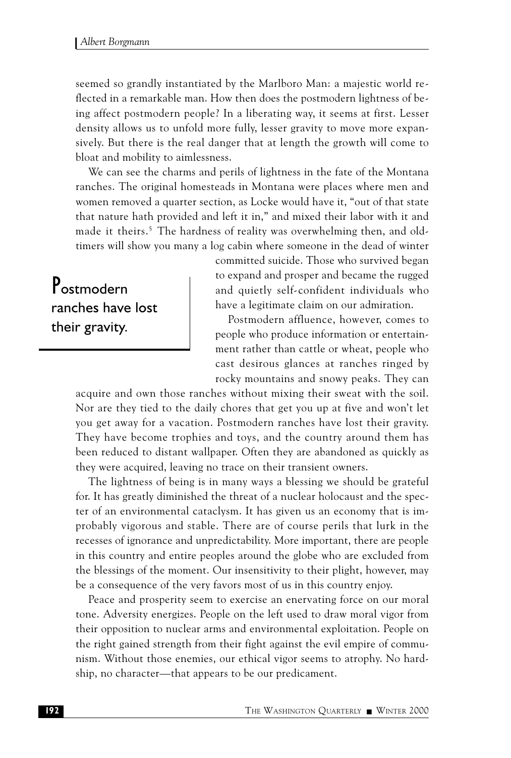seemed so grandly instantiated by the Marlboro Man: a majestic world reflected in a remarkable man. How then does the postmodern lightness of being affect postmodern people? In a liberating way, it seems at first. Lesser density allows us to unfold more fully, lesser gravity to move more expansively. But there is the real danger that at length the growth will come to bloat and mobility to aimlessness.

We can see the charms and perils of lightness in the fate of the Montana ranches. The original homesteads in Montana were places where men and women removed a quarter section, as Locke would have it, "out of that state that nature hath provided and left it in," and mixed their labor with it and made it theirs.[5] The hardness of reality was overwhelming then, and old-timers will show you many a log cabin where someone in the dead of winter committed suicide. Those who survived began to expand and prosper and became the rugged and quietly self-confident individuals who have a legitimate claim on our admiration.

> Postmodern ranches have lost their gravity.

Postmodern affluence, however, comes to people who produce information or entertainment rather than cattle or wheat, people who cast desirous glances at ranches ringed by rocky mountains and snowy peaks. They can acquire and own those ranches without mixing their sweat with the soil. Nor are they tied to the daily chores that get you up at five and won't let you get away for a vacation. Postmodern ranches have lost their gravity. They have become trophies and toys, and the country around them has been reduced to distant wallpaper. Often they are abandoned as quickly as they were acquired, leaving no trace on their transient owners.

The lightness of being is in many ways a blessing we should be grateful for. It has greatly diminished the threat of a nuclear holocaust and the specter of an environmental cataclysm. It has given us an economy that is improbably vigorous and stable. There are of course perils that lurk in the recesses of ignorance and unpredictability. More important, there are people in this country and entire peoples around the globe who are excluded from the blessings of the moment. Our insensitivity to their plight, however, may be a consequence of the very favors most of us in this country enjoy.

Peace and prosperity seem to exercise an enervating force on our moral tone. Adversity energizes. People on the left used to draw moral vigor from their opposition to nuclear arms and environmental exploitation. People on the right gained strength from their fight against the evil empire of communism. Without those enemies, our ethical vigor seems to atrophy. No hardship, no character—that appears to be our predicament.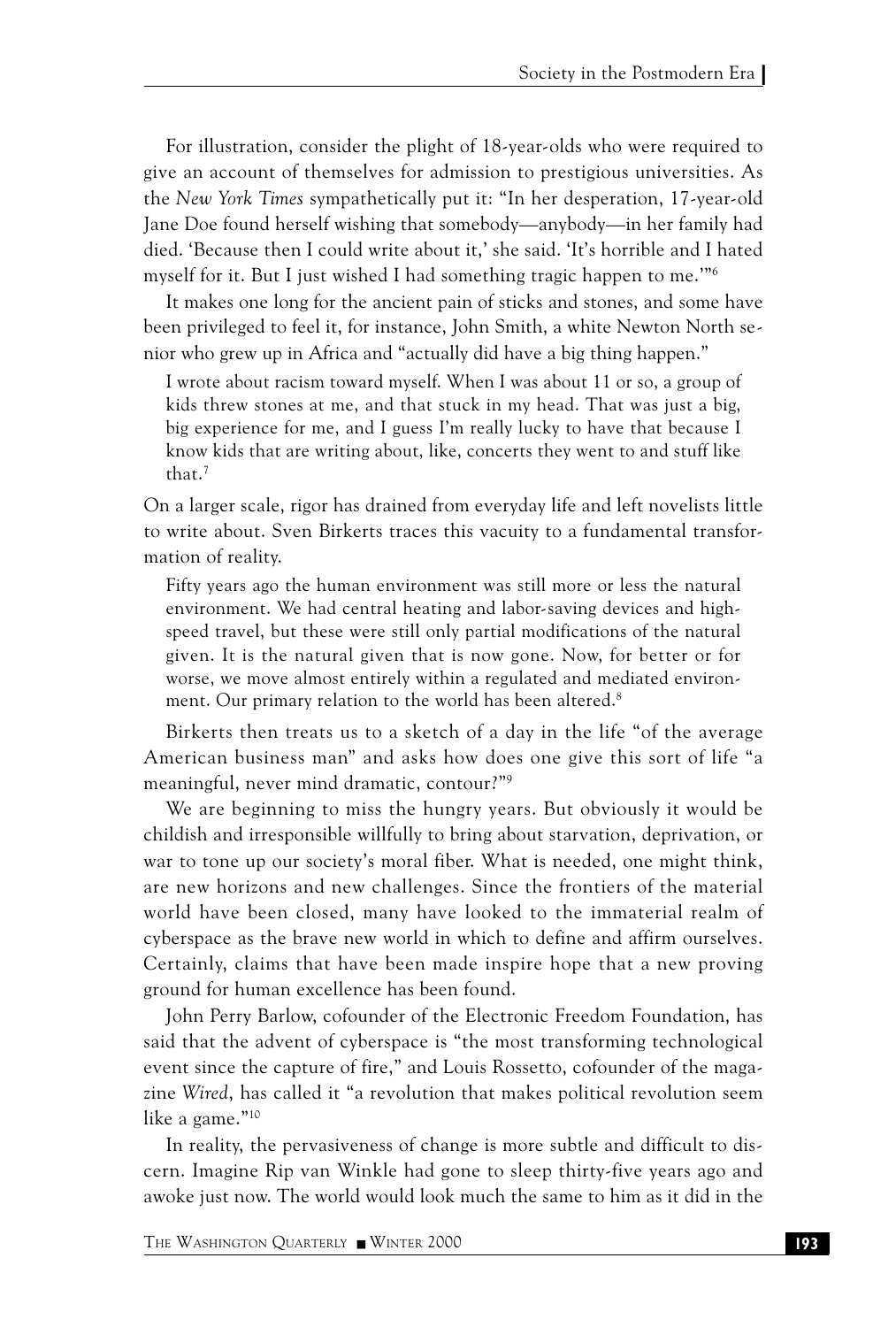For illustration, consider the plight of 18-year-olds who were required to give an account of themselves for admission to prestigious universities. As the *New York Times* sympathetically put it: "In her desperation, 17-year-old Jane Doe found herself wishing that somebody—anybody—in her family had died. 'Because then I could write about it,' she said. 'It's horrible and I hated myself for it. But I just wished I had something tragic happen to me.'"[6]

It makes one long for the ancient pain of sticks and stones, and some have been privileged to feel it, for instance, John Smith, a white Newton North senior who grew up in Africa and "actually did have a big thing happen."

> I wrote about racism toward myself. When I was about 11 or so, a group of kids threw stones at me, and that stuck in my head. That was just a big, big experience for me, and I guess I'm really lucky to have that because I know kids that are writing about, like, concerts they went to and stuff like that.[7]

On a larger scale, rigor has drained from everyday life and left novelists little to write about. Sven Birkerts traces this vacuity to a fundamental transformation of reality.

> Fifty years ago the human environment was still more or less the natural environment. We had central heating and labor-saving devices and high-speed travel, but these were still only partial modifications of the natural given. It is the natural given that is now gone. Now, for better or for worse, we move almost entirely within a regulated and mediated environment. Our primary relation to the world has been altered.[8]

Birkerts then treats us to a sketch of a day in the life "of the average American business man" and asks how does one give this sort of life "a meaningful, never mind dramatic, contour?"[9]

We are beginning to miss the hungry years. But obviously it would be childish and irresponsible willfully to bring about starvation, deprivation, or war to tone up our society's moral fiber. What is needed, one might think, are new horizons and new challenges. Since the frontiers of the material world have been closed, many have looked to the immaterial realm of cyberspace as the brave new world in which to define and affirm ourselves. Certainly, claims that have been made inspire hope that a new proving ground for human excellence has been found.

John Perry Barlow, cofounder of the Electronic Freedom Foundation, has said that the advent of cyberspace is "the most transforming technological event since the capture of fire," and Louis Rossetto, cofounder of the magazine *Wired*, has called it "a revolution that makes political revolution seem like a game."[10]

In reality, the pervasiveness of change is more subtle and difficult to discern. Imagine Rip van Winkle had gone to sleep thirty-five years ago and awoke just now. The world would look much the same to him as it did in the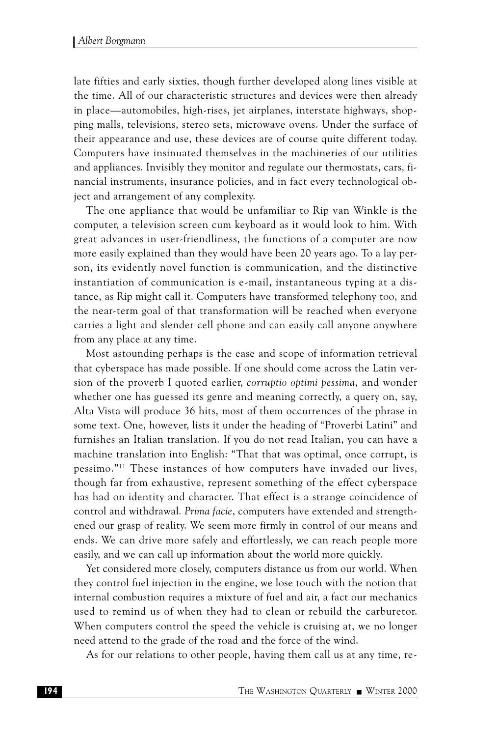late fifties and early sixties, though further developed along lines visible at the time. All of our characteristic structures and devices were then already in place—automobiles, high-rises, jet airplanes, interstate highways, shopping malls, televisions, stereo sets, microwave ovens. Under the surface of their appearance and use, these devices are of course quite different today. Computers have insinuated themselves in the machineries of our utilities and appliances. Invisibly they monitor and regulate our thermostats, cars, financial instruments, insurance policies, and in fact every technological object and arrangement of any complexity.

The one appliance that would be unfamiliar to Rip van Winkle is the computer, a television screen cum keyboard as it would look to him. With great advances in user-friendliness, the functions of a computer are now more easily explained than they would have been 20 years ago. To a lay person, its evidently novel function is communication, and the distinctive instantiation of communication is e-mail, instantaneous typing at a distance, as Rip might call it. Computers have transformed telephony too, and the near-term goal of that transformation will be reached when everyone carries a light and slender cell phone and can easily call anyone anywhere from any place at any time.

Most astounding perhaps is the ease and scope of information retrieval that cyberspace has made possible. If one should come across the Latin version of the proverb I quoted earlier, *corruptio optimi pessima,* and wonder whether one has guessed its genre and meaning correctly, a query on, say, Alta Vista will produce 36 hits, most of them occurrences of the phrase in some text. One, however, lists it under the heading of "Proverbi Latini" and furnishes an Italian translation. If you do not read Italian, you can have a machine translation into English: "That that was optimal, once corrupt, is pessimo."[11] These instances of how computers have invaded our lives, though far from exhaustive, represent something of the effect cyberspace has had on identity and character. That effect is a strange coincidence of control and withdrawal. *Prima facie*, computers have extended and strengthened our grasp of reality. We seem more firmly in control of our means and ends. We can drive more safely and effortlessly, we can reach people more easily, and we can call up information about the world more quickly.

Yet considered more closely, computers distance us from our world. When they control fuel injection in the engine, we lose touch with the notion that internal combustion requires a mixture of fuel and air, a fact our mechanics used to remind us of when they had to clean or rebuild the carburetor. When computers control the speed the vehicle is cruising at, we no longer need attend to the grade of the road and the force of the wind.

As for our relations to other people, having them call us at any time, re-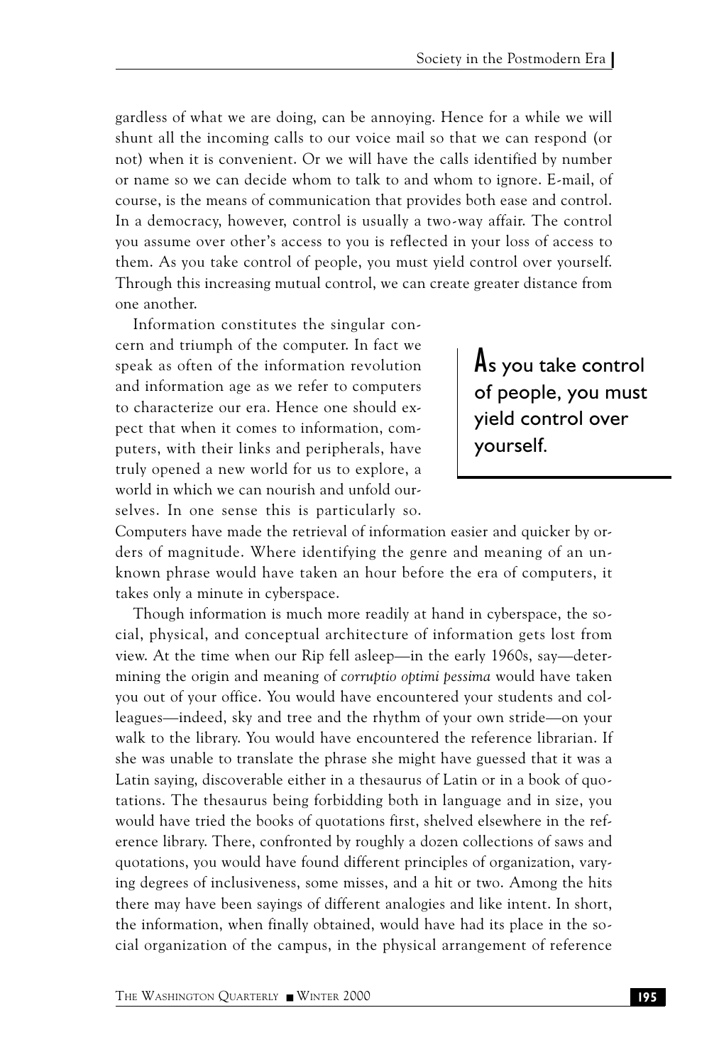gardless of what we are doing, can be annoying. Hence for a while we will shunt all the incoming calls to our voice mail so that we can respond (or not) when it is convenient. Or we will have the calls identified by number or name so we can decide whom to talk to and whom to ignore. E-mail, of course, is the means of communication that provides both ease and control. In a democracy, however, control is usually a two-way affair. The control you assume over other's access to you is reflected in your loss of access to them. As you take control of people, you must yield control over yourself. Through this increasing mutual control, we can create greater distance from one another.

Information constitutes the singular concern and triumph of the computer. In fact we speak as often of the information revolution and information age as we refer to computers to characterize our era. Hence one should expect that when it comes to information, computers, with their links and peripherals, have truly opened a new world for us to explore, a world in which we can nourish and unfold ourselves. In one sense this is particularly so. Computers have made the retrieval of information easier and quicker by orders of magnitude. Where identifying the genre and meaning of an unknown phrase would have taken an hour before the era of computers, it takes only a minute in cyberspace.

> As you take control of people, you must yield control over yourself.

Though information is much more readily at hand in cyberspace, the social, physical, and conceptual architecture of information gets lost from view. At the time when our Rip fell asleep—in the early 1960s, say—determining the origin and meaning of *corruptio optimi pessima* would have taken you out of your office. You would have encountered your students and colleagues—indeed, sky and tree and the rhythm of your own stride—on your walk to the library. You would have encountered the reference librarian. If she was unable to translate the phrase she might have guessed that it was a Latin saying, discoverable either in a thesaurus of Latin or in a book of quotations. The thesaurus being forbidding both in language and in size, you would have tried the books of quotations first, shelved elsewhere in the reference library. There, confronted by roughly a dozen collections of saws and quotations, you would have found different principles of organization, varying degrees of inclusiveness, some misses, and a hit or two. Among the hits there may have been sayings of different analogies and like intent. In short, the information, when finally obtained, would have had its place in the social organization of the campus, in the physical arrangement of reference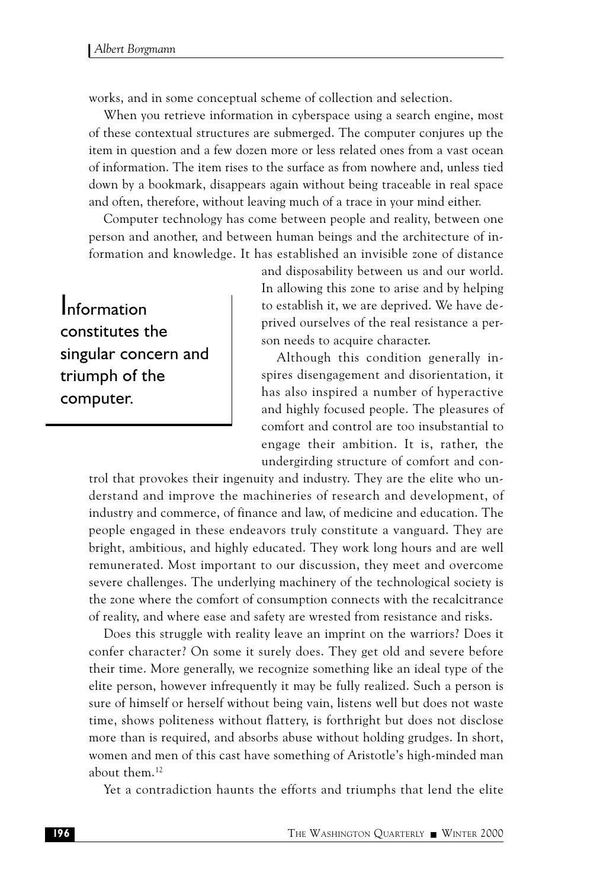works, and in some conceptual scheme of collection and selection.

When you retrieve information in cyberspace using a search engine, most of these contextual structures are submerged. The computer conjures up the item in question and a few dozen more or less related ones from a vast ocean of information. The item rises to the surface as from nowhere and, unless tied down by a bookmark, disappears again without being traceable in real space and often, therefore, without leaving much of a trace in your mind either.

Computer technology has come between people and reality, between one person and another, and between human beings and the architecture of information and knowledge. It has established an invisible zone of distance and disposability between us and our world. In allowing this zone to arise and by helping to establish it, we are deprived. We have deprived ourselves of the real resistance a person needs to acquire character.

> Information constitutes the singular concern and triumph of the computer.

Although this condition generally inspires disengagement and disorientation, it has also inspired a number of hyperactive and highly focused people. The pleasures of comfort and control are too insubstantial to engage their ambition. It is, rather, the undergirding structure of comfort and control that provokes their ingenuity and industry. They are the elite who understand and improve the machineries of research and development, of industry and commerce, of finance and law, of medicine and education. The people engaged in these endeavors truly constitute a vanguard. They are bright, ambitious, and highly educated. They work long hours and are well remunerated. Most important to our discussion, they meet and overcome severe challenges. The underlying machinery of the technological society is the zone where the comfort of consumption connects with the recalcitrance of reality, and where ease and safety are wrested from resistance and risks.

Does this struggle with reality leave an imprint on the warriors? Does it confer character? On some it surely does. They get old and severe before their time. More generally, we recognize something like an ideal type of the elite person, however infrequently it may be fully realized. Such a person is sure of himself or herself without being vain, listens well but does not waste time, shows politeness without flattery, is forthright but does not disclose more than is required, and absorbs abuse without holding grudges. In short, women and men of this cast have something of Aristotle's high-minded man about them.[12]

Yet a contradiction haunts the efforts and triumphs that lend the elite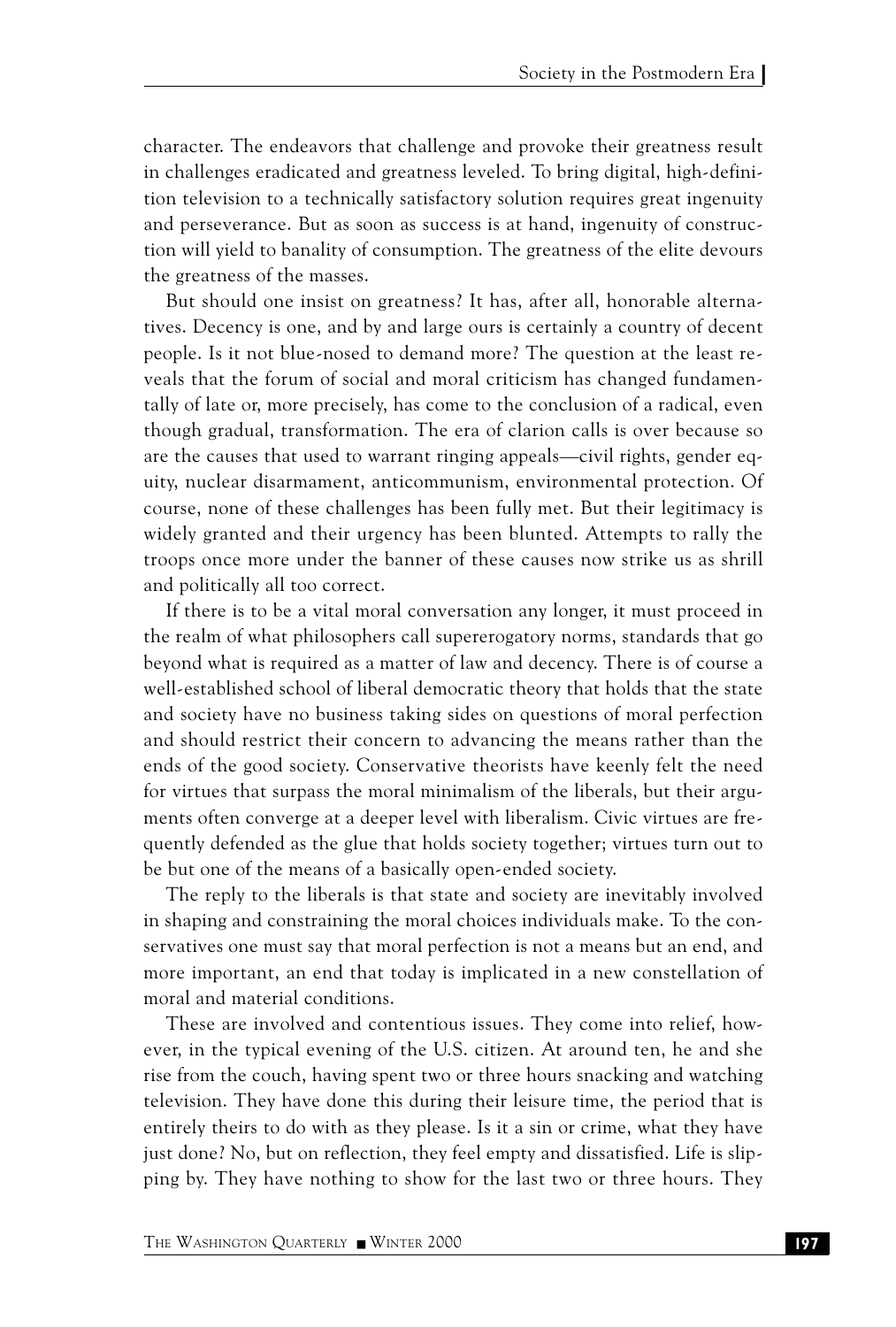character. The endeavors that challenge and provoke their greatness result in challenges eradicated and greatness leveled. To bring digital, high-definition television to a technically satisfactory solution requires great ingenuity and perseverance. But as soon as success is at hand, ingenuity of construction will yield to banality of consumption. The greatness of the elite devours the greatness of the masses.

But should one insist on greatness? It has, after all, honorable alternatives. Decency is one, and by and large ours is certainly a country of decent people. Is it not blue-nosed to demand more? The question at the least reveals that the forum of social and moral criticism has changed fundamentally of late or, more precisely, has come to the conclusion of a radical, even though gradual, transformation. The era of clarion calls is over because so are the causes that used to warrant ringing appeals—civil rights, gender equity, nuclear disarmament, anticommunism, environmental protection. Of course, none of these challenges has been fully met. But their legitimacy is widely granted and their urgency has been blunted. Attempts to rally the troops once more under the banner of these causes now strike us as shrill and politically all too correct.

If there is to be a vital moral conversation any longer, it must proceed in the realm of what philosophers call supererogatory norms, standards that go beyond what is required as a matter of law and decency. There is of course a well-established school of liberal democratic theory that holds that the state and society have no business taking sides on questions of moral perfection and should restrict their concern to advancing the means rather than the ends of the good society. Conservative theorists have keenly felt the need for virtues that surpass the moral minimalism of the liberals, but their arguments often converge at a deeper level with liberalism. Civic virtues are frequently defended as the glue that holds society together; virtues turn out to be but one of the means of a basically open-ended society.

The reply to the liberals is that state and society are inevitably involved in shaping and constraining the moral choices individuals make. To the conservatives one must say that moral perfection is not a means but an end, and more important, an end that today is implicated in a new constellation of moral and material conditions.

These are involved and contentious issues. They come into relief, however, in the typical evening of the U.S. citizen. At around ten, he and she rise from the couch, having spent two or three hours snacking and watching television. They have done this during their leisure time, the period that is entirely theirs to do with as they please. Is it a sin or crime, what they have just done? No, but on reflection, they feel empty and dissatisfied. Life is slipping by. They have nothing to show for the last two or three hours. They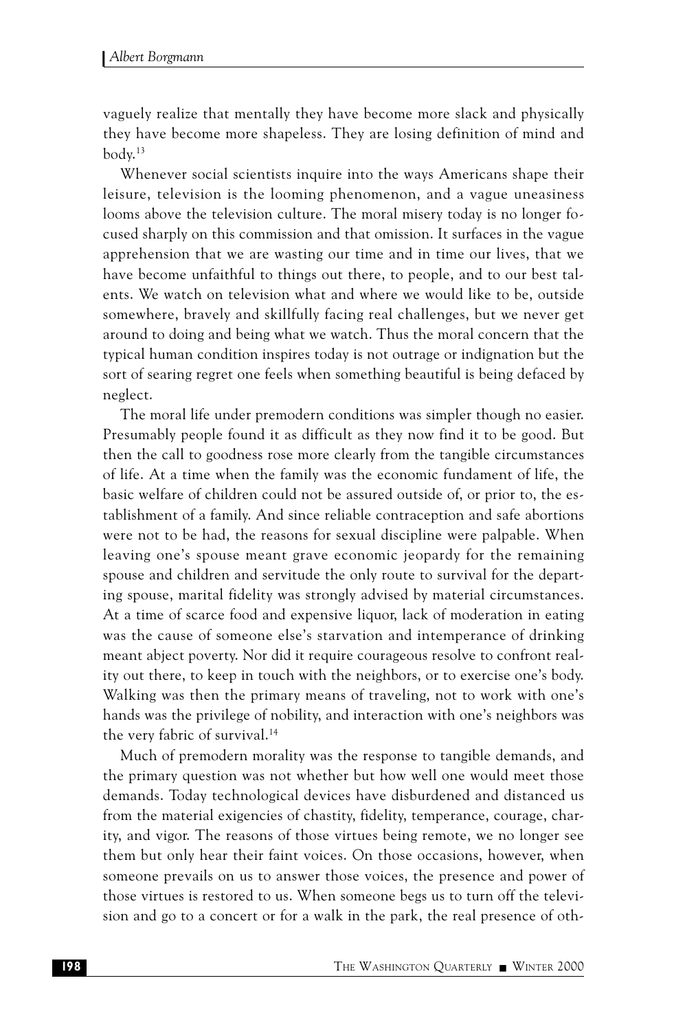vaguely realize that mentally they have become more slack and physically they have become more shapeless. They are losing definition of mind and body.[13]

Whenever social scientists inquire into the ways Americans shape their leisure, television is the looming phenomenon, and a vague uneasiness looms above the television culture. The moral misery today is no longer focused sharply on this commission and that omission. It surfaces in the vague apprehension that we are wasting our time and in time our lives, that we have become unfaithful to things out there, to people, and to our best talents. We watch on television what and where we would like to be, outside somewhere, bravely and skillfully facing real challenges, but we never get around to doing and being what we watch. Thus the moral concern that the typical human condition inspires today is not outrage or indignation but the sort of searing regret one feels when something beautiful is being defaced by neglect.

The moral life under premodern conditions was simpler though no easier. Presumably people found it as difficult as they now find it to be good. But then the call to goodness rose more clearly from the tangible circumstances of life. At a time when the family was the economic fundament of life, the basic welfare of children could not be assured outside of, or prior to, the establishment of a family. And since reliable contraception and safe abortions were not to be had, the reasons for sexual discipline were palpable. When leaving one's spouse meant grave economic jeopardy for the remaining spouse and children and servitude the only route to survival for the departing spouse, marital fidelity was strongly advised by material circumstances. At a time of scarce food and expensive liquor, lack of moderation in eating was the cause of someone else's starvation and intemperance of drinking meant abject poverty. Nor did it require courageous resolve to confront reality out there, to keep in touch with the neighbors, or to exercise one's body. Walking was then the primary means of traveling, not to work with one's hands was the privilege of nobility, and interaction with one's neighbors was the very fabric of survival.[14]

Much of premodern morality was the response to tangible demands, and the primary question was not whether but how well one would meet those demands. Today technological devices have disburdened and distanced us from the material exigencies of chastity, fidelity, temperance, courage, charity, and vigor. The reasons of those virtues being remote, we no longer see them but only hear their faint voices. On those occasions, however, when someone prevails on us to answer those voices, the presence and power of those virtues is restored to us. When someone begs us to turn off the television and go to a concert or for a walk in the park, the real presence of oth-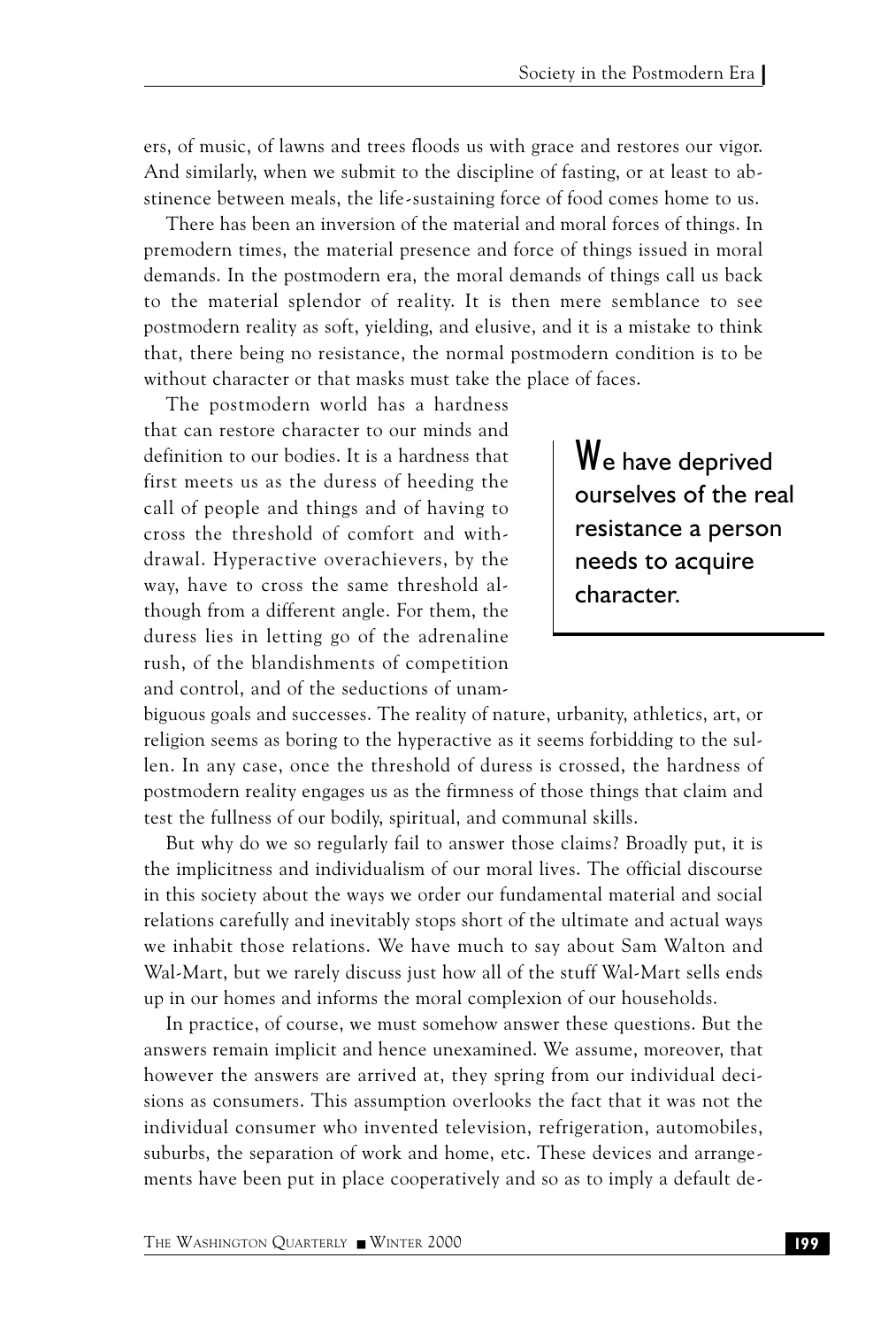ers, of music, of lawns and trees floods us with grace and restores our vigor. And similarly, when we submit to the discipline of fasting, or at least to abstinence between meals, the life-sustaining force of food comes home to us.

There has been an inversion of the material and moral forces of things. In premodern times, the material presence and force of things issued in moral demands. In the postmodern era, the moral demands of things call us back to the material splendor of reality. It is then mere semblance to see postmodern reality as soft, yielding, and elusive, and it is a mistake to think that, there being no resistance, the normal postmodern condition is to be without character or that masks must take the place of faces.

The postmodern world has a hardness that can restore character to our minds and definition to our bodies. It is a hardness that first meets us as the duress of heeding the call of people and things and of having to cross the threshold of comfort and withdrawal. Hyperactive overachievers, by the way, have to cross the same threshold although from a different angle. For them, the duress lies in letting go of the adrenaline rush, of the blandishments of competition and control, and of the seductions of unambiguous goals and successes. The reality of nature, urbanity, athletics, art, or religion seems as boring to the hyperactive as it seems forbidding to the sullen. In any case, once the threshold of duress is crossed, the hardness of postmodern reality engages us as the firmness of those things that claim and test the fullness of our bodily, spiritual, and communal skills.

> We have deprived ourselves of the real resistance a person needs to acquire character.

But why do we so regularly fail to answer those claims? Broadly put, it is the implicitness and individualism of our moral lives. The official discourse in this society about the ways we order our fundamental material and social relations carefully and inevitably stops short of the ultimate and actual ways we inhabit those relations. We have much to say about Sam Walton and Wal-Mart, but we rarely discuss just how all of the stuff Wal-Mart sells ends up in our homes and informs the moral complexion of our households.

In practice, of course, we must somehow answer these questions. But the answers remain implicit and hence unexamined. We assume, moreover, that however the answers are arrived at, they spring from our individual decisions as consumers. This assumption overlooks the fact that it was not the individual consumer who invented television, refrigeration, automobiles, suburbs, the separation of work and home, etc. These devices and arrangements have been put in place cooperatively and so as to imply a default de-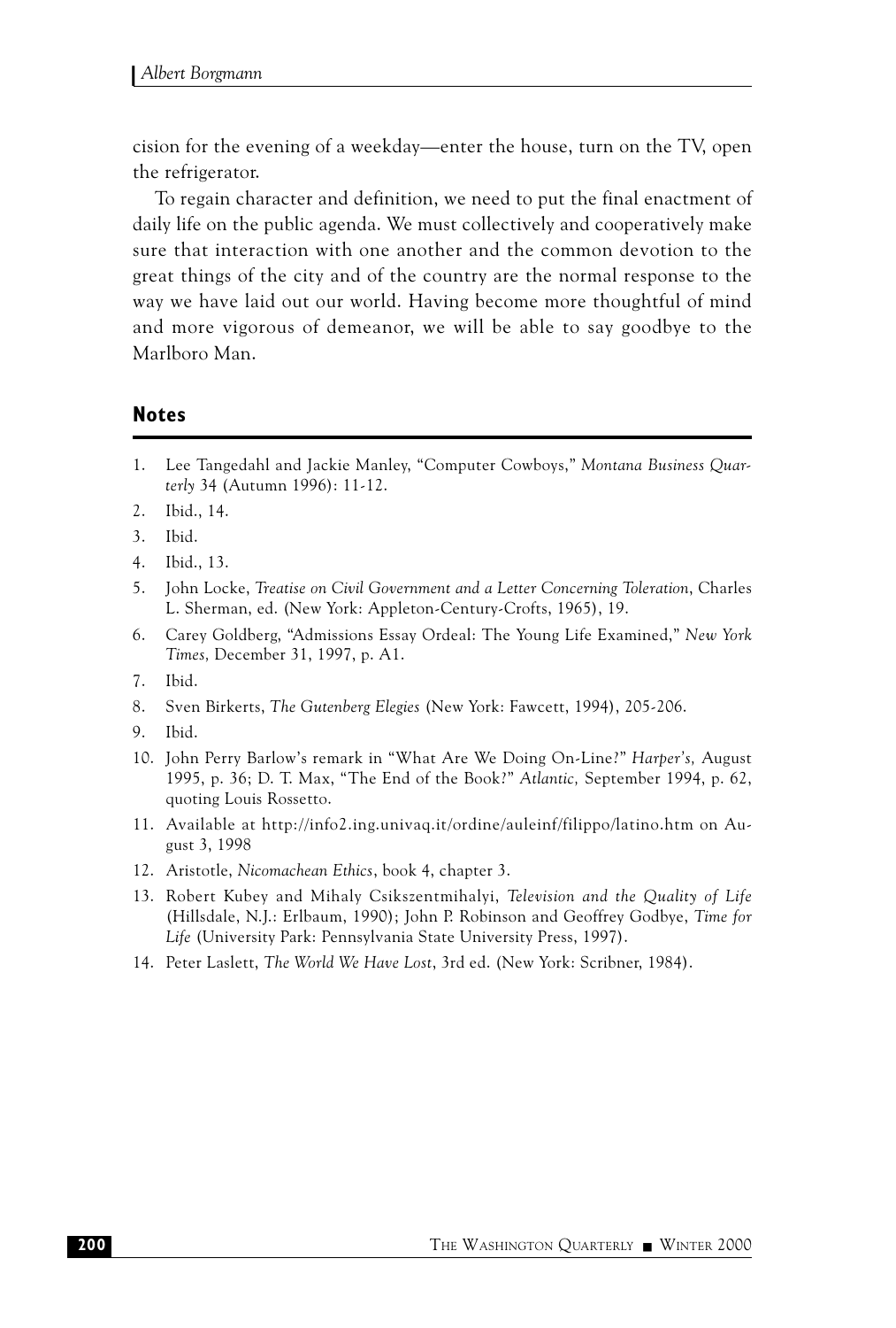cision for the evening of a weekday—enter the house, turn on the TV, open the refrigerator.

To regain character and definition, we need to put the final enactment of daily life on the public agenda. We must collectively and cooperatively make sure that interaction with one another and the common devotion to the great things of the city and of the country are the normal response to the way we have laid out our world. Having become more thoughtful of mind and more vigorous of demeanor, we will be able to say goodbye to the Marlboro Man.

## Notes

1. Lee Tangedahl and Jackie Manley, "Computer Cowboys," *Montana Business Quarterly* 34 (Autumn 1996): 11-12.
2. Ibid., 14.
3. Ibid.
4. Ibid., 13.
5. John Locke, *Treatise on Civil Government and a Letter Concerning Toleration*, Charles L. Sherman, ed. (New York: Appleton-Century-Crofts, 1965), 19.
6. Carey Goldberg, "Admissions Essay Ordeal: The Young Life Examined," *New York Times,* December 31, 1997, p. A1.
7. Ibid.
8. Sven Birkerts, *The Gutenberg Elegies* (New York: Fawcett, 1994), 205-206.
9. Ibid.
10. John Perry Barlow's remark in "What Are We Doing On-Line?" *Harper's,* August 1995, p. 36; D. T. Max, "The End of the Book?" *Atlantic,* September 1994, p. 62, quoting Louis Rossetto.
11. Available at http://info2.ing.univaq.it/ordine/auleinf/filippo/latino.htm on August 3, 1998
12. Aristotle, *Nicomachean Ethics*, book 4, chapter 3.
13. Robert Kubey and Mihaly Csikszentmihalyi, *Television and the Quality of Life* (Hillsdale, N.J.: Erlbaum, 1990); John P. Robinson and Geoffrey Godbye, *Time for Life* (University Park: Pennsylvania State University Press, 1997).
14. Peter Laslett, *The World We Have Lost*, 3rd ed. (New York: Scribner, 1984).